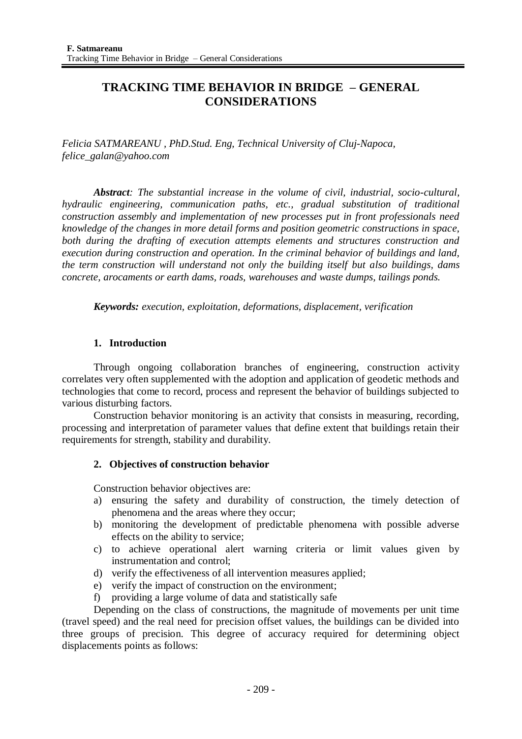# TRACKING TIME BEHAVIOR IN BRIDGE – GENERAL CONSIDERATIONS

*Felicia SATMAREANU , PhD.Stud. Eng, Technical University of Cluj-Napoca, felice_galan@yahoo.com*

***Abstract**: The substantial increase in the volume of civil, industrial, socio-cultural, hydraulic engineering, communication paths, etc., gradual substitution of traditional construction assembly and implementation of new processes put in front professionals need knowledge of the changes in more detail forms and position geometric constructions in space, both during the drafting of execution attempts elements and structures construction and execution during construction and operation. In the criminal behavior of buildings and land, the term construction will understand not only the building itself but also buildings, dams concrete, arocaments or earth dams, roads, warehouses and waste dumps, tailings ponds.*

***Keywords:** execution, exploitation, deformations, displacement, verification*

## 1. Introduction

Through ongoing collaboration branches of engineering, construction activity correlates very often supplemented with the adoption and application of geodetic methods and technologies that come to record, process and represent the behavior of buildings subjected to various disturbing factors.

Construction behavior monitoring is an activity that consists in measuring, recording, processing and interpretation of parameter values that define extent that buildings retain their requirements for strength, stability and durability.

## 2. Objectives of construction behavior

Construction behavior objectives are:

a) ensuring the safety and durability of construction, the timely detection of phenomena and the areas where they occur;
b) monitoring the development of predictable phenomena with possible adverse effects on the ability to service;
c) to achieve operational alert warning criteria or limit values given by instrumentation and control;
d) verify the effectiveness of all intervention measures applied;
e) verify the impact of construction on the environment;
f) providing a large volume of data and statistically safe

Depending on the class of constructions, the magnitude of movements per unit time (travel speed) and the real need for precision offset values, the buildings can be divided into three groups of precision. This degree of accuracy required for determining object displacements points as follows: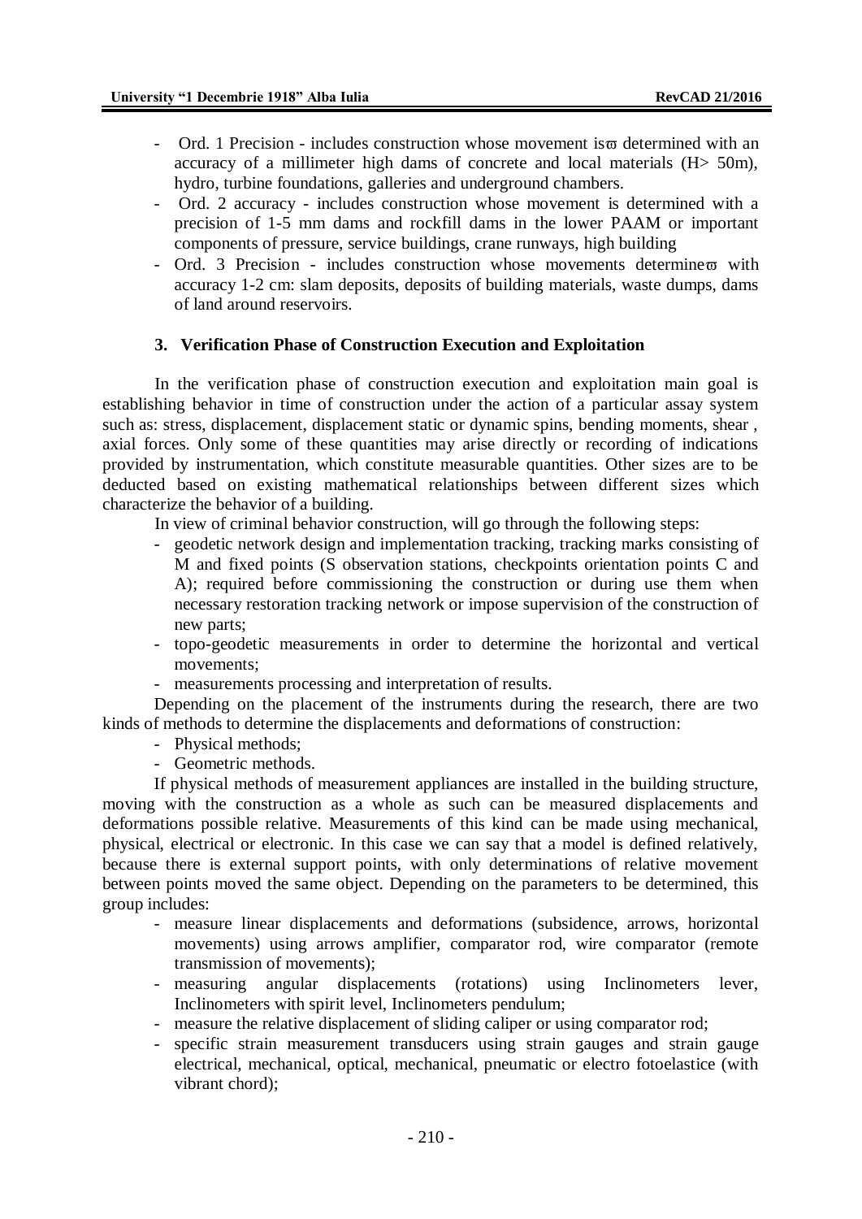- Ord. 1 Precision - includes construction whose movement isϖ determined with an accuracy of a millimeter high dams of concrete and local materials (H> 50m), hydro, turbine foundations, galleries and underground chambers.
- Ord. 2 accuracy - includes construction whose movement is determined with a precision of 1-5 mm dams and rockfill dams in the lower PAAM or important components of pressure, service buildings, crane runways, high building
- Ord. 3 Precision - includes construction whose movements determineϖ with accuracy 1-2 cm: slam deposits, deposits of building materials, waste dumps, dams of land around reservoirs.

## 3. Verification Phase of Construction Execution and Exploitation

In the verification phase of construction execution and exploitation main goal is establishing behavior in time of construction under the action of a particular assay system such as: stress, displacement, displacement static or dynamic spins, bending moments, shear , axial forces. Only some of these quantities may arise directly or recording of indications provided by instrumentation, which constitute measurable quantities. Other sizes are to be deducted based on existing mathematical relationships between different sizes which characterize the behavior of a building.

In view of criminal behavior construction, will go through the following steps:

- geodetic network design and implementation tracking, tracking marks consisting of M and fixed points (S observation stations, checkpoints orientation points C and A); required before commissioning the construction or during use them when necessary restoration tracking network or impose supervision of the construction of new parts;
- topo-geodetic measurements in order to determine the horizontal and vertical movements;
- measurements processing and interpretation of results.

Depending on the placement of the instruments during the research, there are two kinds of methods to determine the displacements and deformations of construction:

- Physical methods;
- Geometric methods.

If physical methods of measurement appliances are installed in the building structure, moving with the construction as a whole as such can be measured displacements and deformations possible relative. Measurements of this kind can be made using mechanical, physical, electrical or electronic. In this case we can say that a model is defined relatively, because there is external support points, with only determinations of relative movement between points moved the same object. Depending on the parameters to be determined, this group includes:

- measure linear displacements and deformations (subsidence, arrows, horizontal movements) using arrows amplifier, comparator rod, wire comparator (remote transmission of movements);
- measuring angular displacements (rotations) using Inclinometers lever, Inclinometers with spirit level, Inclinometers pendulum;
- measure the relative displacement of sliding caliper or using comparator rod;
- specific strain measurement transducers using strain gauges and strain gauge electrical, mechanical, optical, mechanical, pneumatic or electro fotoelastice (with vibrant chord);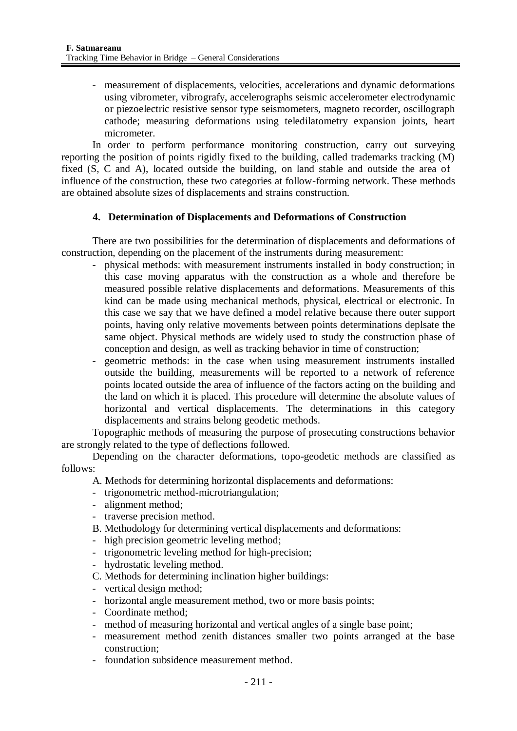- measurement of displacements, velocities, accelerations and dynamic deformations using vibrometer, vibrografy, accelerographs seismic accelerometer electrodynamic or piezoelectric resistive sensor type seismometers, magneto recorder, oscillograph cathode; measuring deformations using teledilatometry expansion joints, heart micrometer.

In order to perform performance monitoring construction, carry out surveying reporting the position of points rigidly fixed to the building, called trademarks tracking (M) fixed (S, C and A), located outside the building, on land stable and outside the area of influence of the construction, these two categories at follow-forming network. These methods are obtained absolute sizes of displacements and strains construction.

## 4. Determination of Displacements and Deformations of Construction

There are two possibilities for the determination of displacements and deformations of construction, depending on the placement of the instruments during measurement:

- physical methods: with measurement instruments installed in body construction; in this case moving apparatus with the construction as a whole and therefore be measured possible relative displacements and deformations. Measurements of this kind can be made using mechanical methods, physical, electrical or electronic. In this case we say that we have defined a model relative because there outer support points, having only relative movements between points determinations deplsate the same object. Physical methods are widely used to study the construction phase of conception and design, as well as tracking behavior in time of construction;
- geometric methods: in the case when using measurement instruments installed outside the building, measurements will be reported to a network of reference points located outside the area of influence of the factors acting on the building and the land on which it is placed. This procedure will determine the absolute values of horizontal and vertical displacements. The determinations in this category displacements and strains belong geodetic methods.

Topographic methods of measuring the purpose of prosecuting constructions behavior are strongly related to the type of deflections followed.

Depending on the character deformations, topo-geodetic methods are classified as follows:

A. Methods for determining horizontal displacements and deformations:
- trigonometric method-microtriangulation;
- alignment method;
- traverse precision method.

B. Methodology for determining vertical displacements and deformations:
- high precision geometric leveling method;
- trigonometric leveling method for high-precision;
- hydrostatic leveling method.

C. Methods for determining inclination higher buildings:
- vertical design method;
- horizontal angle measurement method, two or more basis points;
- Coordinate method;
- method of measuring horizontal and vertical angles of a single base point;
- measurement method zenith distances smaller two points arranged at the base construction;
- foundation subsidence measurement method.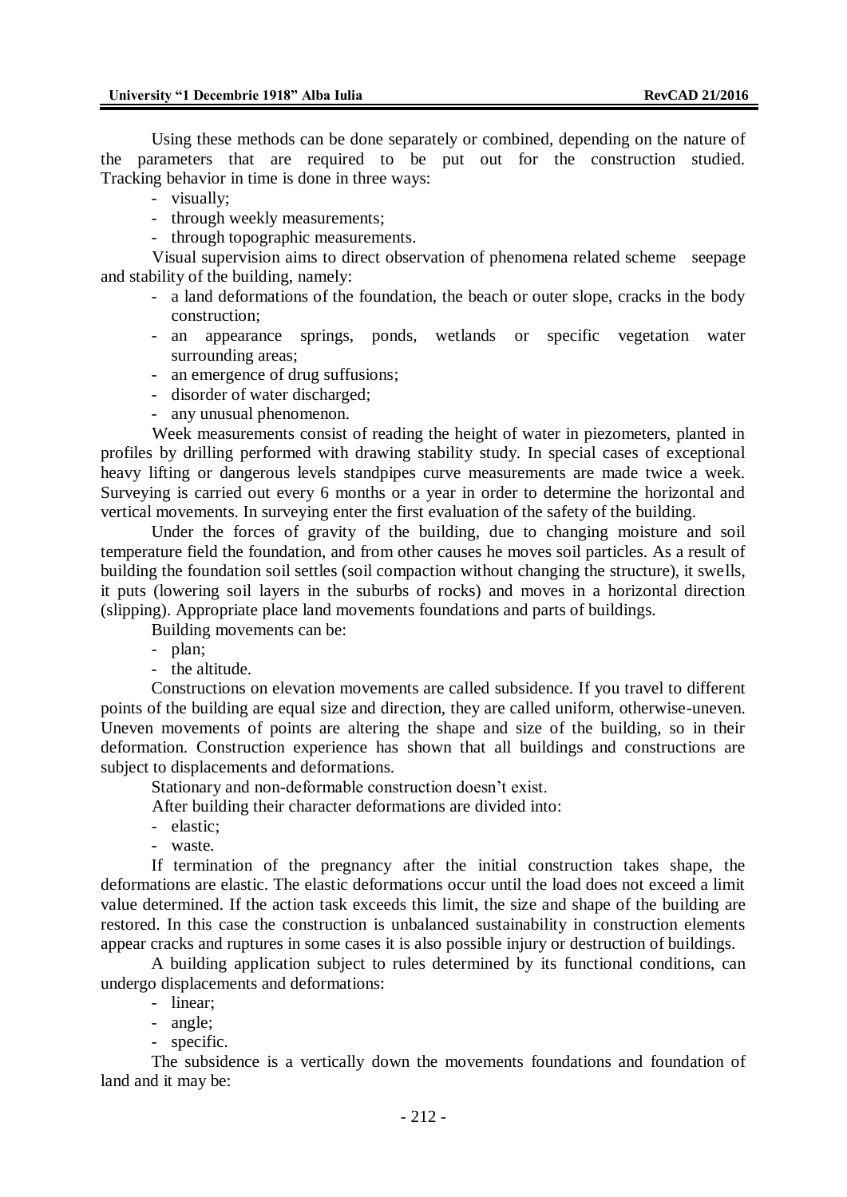Using these methods can be done separately or combined, depending on the nature of the parameters that are required to be put out for the construction studied. Tracking behavior in time is done in three ways:

- visually;
- through weekly measurements;
- through topographic measurements.

Visual supervision aims to direct observation of phenomena related scheme seepage and stability of the building, namely:

- a land deformations of the foundation, the beach or outer slope, cracks in the body construction;
- an appearance springs, ponds, wetlands or specific vegetation water surrounding areas;
- an emergence of drug suffusions;
- disorder of water discharged;
- any unusual phenomenon.

Week measurements consist of reading the height of water in piezometers, planted in profiles by drilling performed with drawing stability study. In special cases of exceptional heavy lifting or dangerous levels standpipes curve measurements are made twice a week. Surveying is carried out every 6 months or a year in order to determine the horizontal and vertical movements. In surveying enter the first evaluation of the safety of the building.

Under the forces of gravity of the building, due to changing moisture and soil temperature field the foundation, and from other causes he moves soil particles. As a result of building the foundation soil settles (soil compaction without changing the structure), it swells, it puts (lowering soil layers in the suburbs of rocks) and moves in a horizontal direction (slipping). Appropriate place land movements foundations and parts of buildings.

Building movements can be:

- plan;
- the altitude.

Constructions on elevation movements are called subsidence. If you travel to different points of the building are equal size and direction, they are called uniform, otherwise-uneven. Uneven movements of points are altering the shape and size of the building, so in their deformation. Construction experience has shown that all buildings and constructions are subject to displacements and deformations.

Stationary and non-deformable construction doesn't exist.

After building their character deformations are divided into:

- elastic;
- waste.

If termination of the pregnancy after the initial construction takes shape, the deformations are elastic. The elastic deformations occur until the load does not exceed a limit value determined. If the action task exceeds this limit, the size and shape of the building are restored. In this case the construction is unbalanced sustainability in construction elements appear cracks and ruptures in some cases it is also possible injury or destruction of buildings.

A building application subject to rules determined by its functional conditions, can undergo displacements and deformations:

- linear;
- angle;
- specific.

The subsidence is a vertically down the movements foundations and foundation of land and it may be: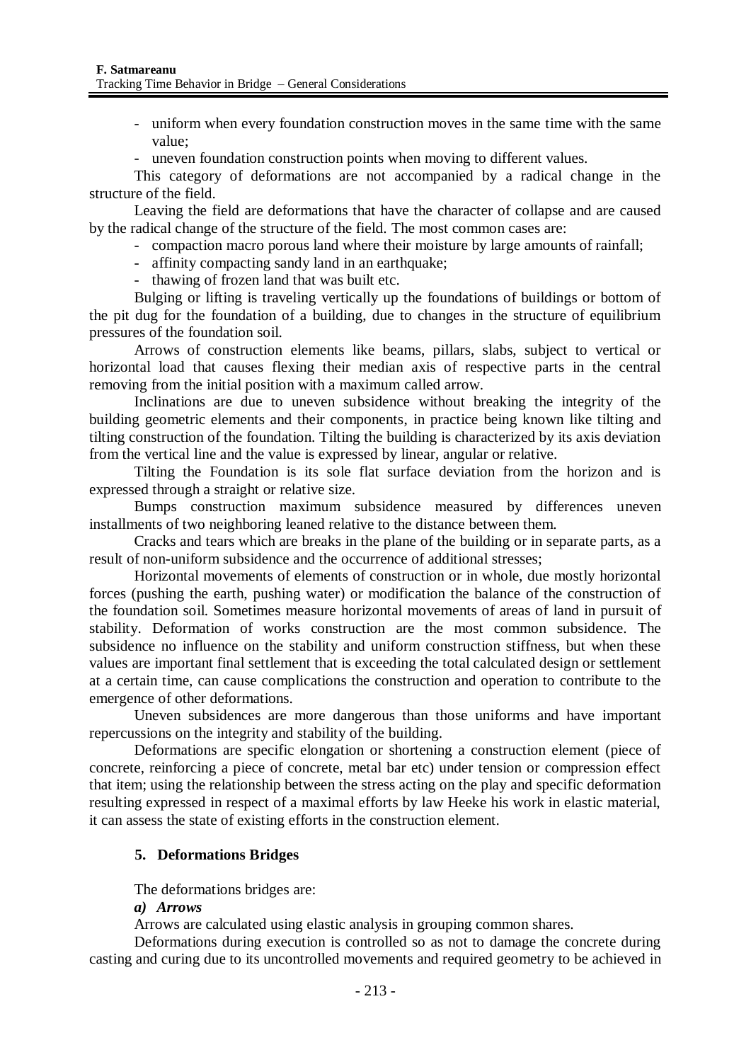- uniform when every foundation construction moves in the same time with the same value;
- uneven foundation construction points when moving to different values.

This category of deformations are not accompanied by a radical change in the structure of the field.

Leaving the field are deformations that have the character of collapse and are caused by the radical change of the structure of the field. The most common cases are:

- compaction macro porous land where their moisture by large amounts of rainfall;
- affinity compacting sandy land in an earthquake;
- thawing of frozen land that was built etc.

Bulging or lifting is traveling vertically up the foundations of buildings or bottom of the pit dug for the foundation of a building, due to changes in the structure of equilibrium pressures of the foundation soil.

Arrows of construction elements like beams, pillars, slabs, subject to vertical or horizontal load that causes flexing their median axis of respective parts in the central removing from the initial position with a maximum called arrow.

Inclinations are due to uneven subsidence without breaking the integrity of the building geometric elements and their components, in practice being known like tilting and tilting construction of the foundation. Tilting the building is characterized by its axis deviation from the vertical line and the value is expressed by linear, angular or relative.

Tilting the Foundation is its sole flat surface deviation from the horizon and is expressed through a straight or relative size.

Bumps construction maximum subsidence measured by differences uneven installments of two neighboring leaned relative to the distance between them.

Cracks and tears which are breaks in the plane of the building or in separate parts, as a result of non-uniform subsidence and the occurrence of additional stresses;

Horizontal movements of elements of construction or in whole, due mostly horizontal forces (pushing the earth, pushing water) or modification the balance of the construction of the foundation soil. Sometimes measure horizontal movements of areas of land in pursuit of stability. Deformation of works construction are the most common subsidence. The subsidence no influence on the stability and uniform construction stiffness, but when these values are important final settlement that is exceeding the total calculated design or settlement at a certain time, can cause complications the construction and operation to contribute to the emergence of other deformations.

Uneven subsidences are more dangerous than those uniforms and have important repercussions on the integrity and stability of the building.

Deformations are specific elongation or shortening a construction element (piece of concrete, reinforcing a piece of concrete, metal bar etc) under tension or compression effect that item; using the relationship between the stress acting on the play and specific deformation resulting expressed in respect of a maximal efforts by law Heeke his work in elastic material, it can assess the state of existing efforts in the construction element.

## 5. Deformations Bridges

The deformations bridges are:

***a) Arrows***

Arrows are calculated using elastic analysis in grouping common shares.

Deformations during execution is controlled so as not to damage the concrete during casting and curing due to its uncontrolled movements and required geometry to be achieved in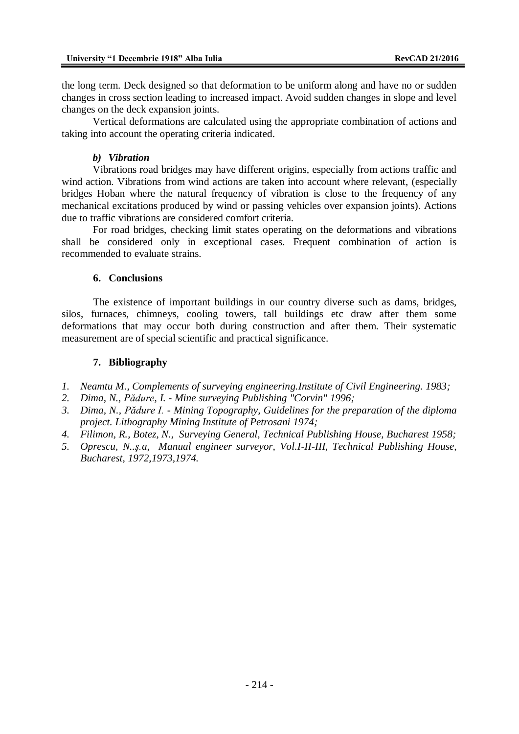the long term. Deck designed so that deformation to be uniform along and have no or sudden changes in cross section leading to increased impact. Avoid sudden changes in slope and level changes on the deck expansion joints.

Vertical deformations are calculated using the appropriate combination of actions and taking into account the operating criteria indicated.

### *b) Vibration*

Vibrations road bridges may have different origins, especially from actions traffic and wind action. Vibrations from wind actions are taken into account where relevant, (especially bridges Hoban where the natural frequency of vibration is close to the frequency of any mechanical excitations produced by wind or passing vehicles over expansion joints). Actions due to traffic vibrations are considered comfort criteria.

For road bridges, checking limit states operating on the deformations and vibrations shall be considered only in exceptional cases. Frequent combination of action is recommended to evaluate strains.

## 6. Conclusions

The existence of important buildings in our country diverse such as dams, bridges, silos, furnaces, chimneys, cooling towers, tall buildings etc draw after them some deformations that may occur both during construction and after them. Their systematic measurement are of special scientific and practical significance.

## 7. Bibliography

1. *Neamtu M., Complements of surveying engineering.Institute of Civil Engineering. 1983;*
2. *Dima, N., Pădure, I. - Mine surveying Publishing "Corvin" 1996;*
3. *Dima, N., Pădure I. - Mining Topography, Guidelines for the preparation of the diploma project. Lithography Mining Institute of Petrosani 1974;*
4. *Filimon, R., Botez, N., Surveying General, Technical Publishing House, Bucharest 1958;*
5. *Oprescu, N..ş.a, Manual engineer surveyor, Vol.I-II-III, Technical Publishing House, Bucharest, 1972,1973,1974.*